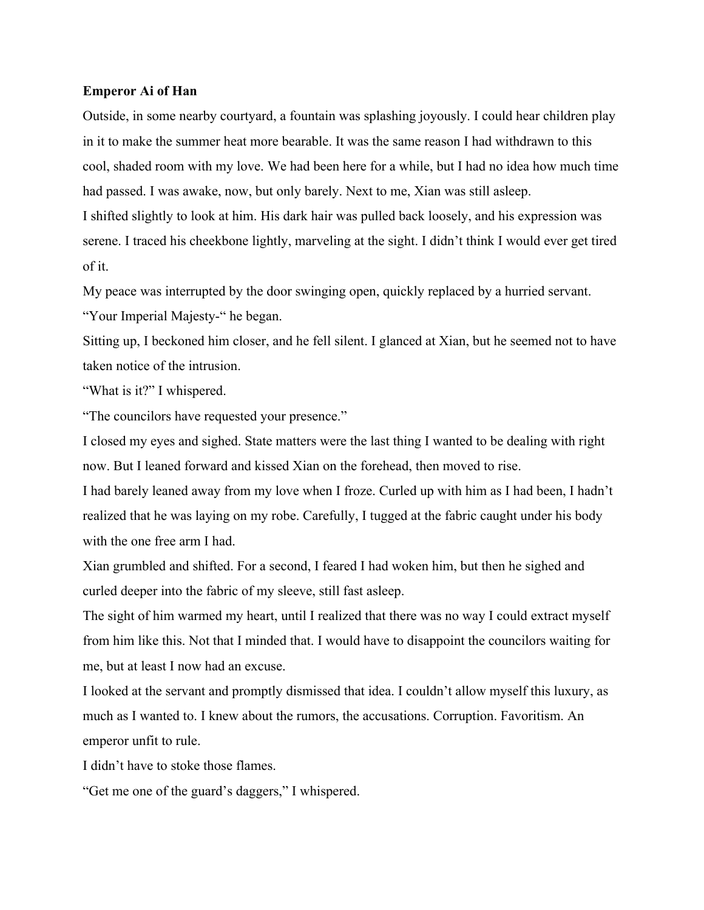**Emperor Ai of Han**

Outside, in some nearby courtyard, a fountain was splashing joyously. I could hear children play in it to make the summer heat more bearable. It was the same reason I had withdrawn to this cool, shaded room with my love. We had been here for a while, but I had no idea how much time had passed. I was awake, now, but only barely. Next to me, Xian was still asleep.

I shifted slightly to look at him. His dark hair was pulled back loosely, and his expression was serene. I traced his cheekbone lightly, marveling at the sight. I didn't think I would ever get tired of it.

My peace was interrupted by the door swinging open, quickly replaced by a hurried servant.

"Your Imperial Majesty-" he began.

Sitting up, I beckoned him closer, and he fell silent. I glanced at Xian, but he seemed not to have taken notice of the intrusion.

"What is it?" I whispered.

"The councilors have requested your presence."

I closed my eyes and sighed. State matters were the last thing I wanted to be dealing with right now. But I leaned forward and kissed Xian on the forehead, then moved to rise.

I had barely leaned away from my love when I froze. Curled up with him as I had been, I hadn't realized that he was laying on my robe. Carefully, I tugged at the fabric caught under his body with the one free arm I had.

Xian grumbled and shifted. For a second, I feared I had woken him, but then he sighed and curled deeper into the fabric of my sleeve, still fast asleep.

The sight of him warmed my heart, until I realized that there was no way I could extract myself from him like this. Not that I minded that. I would have to disappoint the councilors waiting for me, but at least I now had an excuse.

I looked at the servant and promptly dismissed that idea. I couldn't allow myself this luxury, as much as I wanted to. I knew about the rumors, the accusations. Corruption. Favoritism. An emperor unfit to rule.

I didn't have to stoke those flames.

"Get me one of the guard's daggers," I whispered.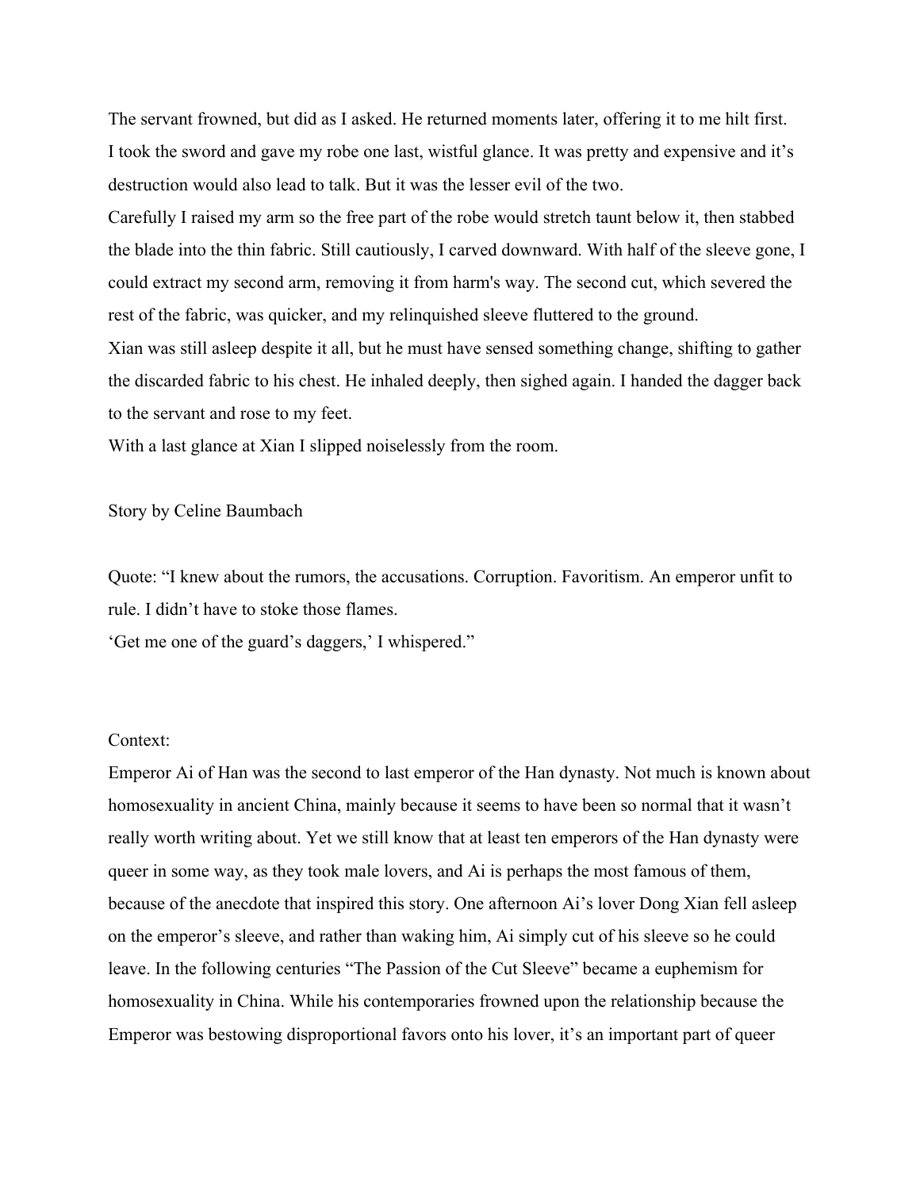The servant frowned, but did as I asked. He returned moments later, offering it to me hilt first.
I took the sword and gave my robe one last, wistful glance. It was pretty and expensive and it's destruction would also lead to talk. But it was the lesser evil of the two.
Carefully I raised my arm so the free part of the robe would stretch taunt below it, then stabbed the blade into the thin fabric. Still cautiously, I carved downward. With half of the sleeve gone, I could extract my second arm, removing it from harm's way. The second cut, which severed the rest of the fabric, was quicker, and my relinquished sleeve fluttered to the ground.
Xian was still asleep despite it all, but he must have sensed something change, shifting to gather the discarded fabric to his chest. He inhaled deeply, then sighed again. I handed the dagger back to the servant and rose to my feet.
With a last glance at Xian I slipped noiselessly from the room.

Story by Celine Baumbach

Quote: "I knew about the rumors, the accusations. Corruption. Favoritism. An emperor unfit to rule. I didn't have to stoke those flames.
'Get me one of the guard's daggers,' I whispered."

Context:
Emperor Ai of Han was the second to last emperor of the Han dynasty. Not much is known about homosexuality in ancient China, mainly because it seems to have been so normal that it wasn't really worth writing about. Yet we still know that at least ten emperors of the Han dynasty were queer in some way, as they took male lovers, and Ai is perhaps the most famous of them, because of the anecdote that inspired this story. One afternoon Ai's lover Dong Xian fell asleep on the emperor's sleeve, and rather than waking him, Ai simply cut of his sleeve so he could leave. In the following centuries "The Passion of the Cut Sleeve" became a euphemism for homosexuality in China. While his contemporaries frowned upon the relationship because the Emperor was bestowing disproportional favors onto his lover, it's an important part of queer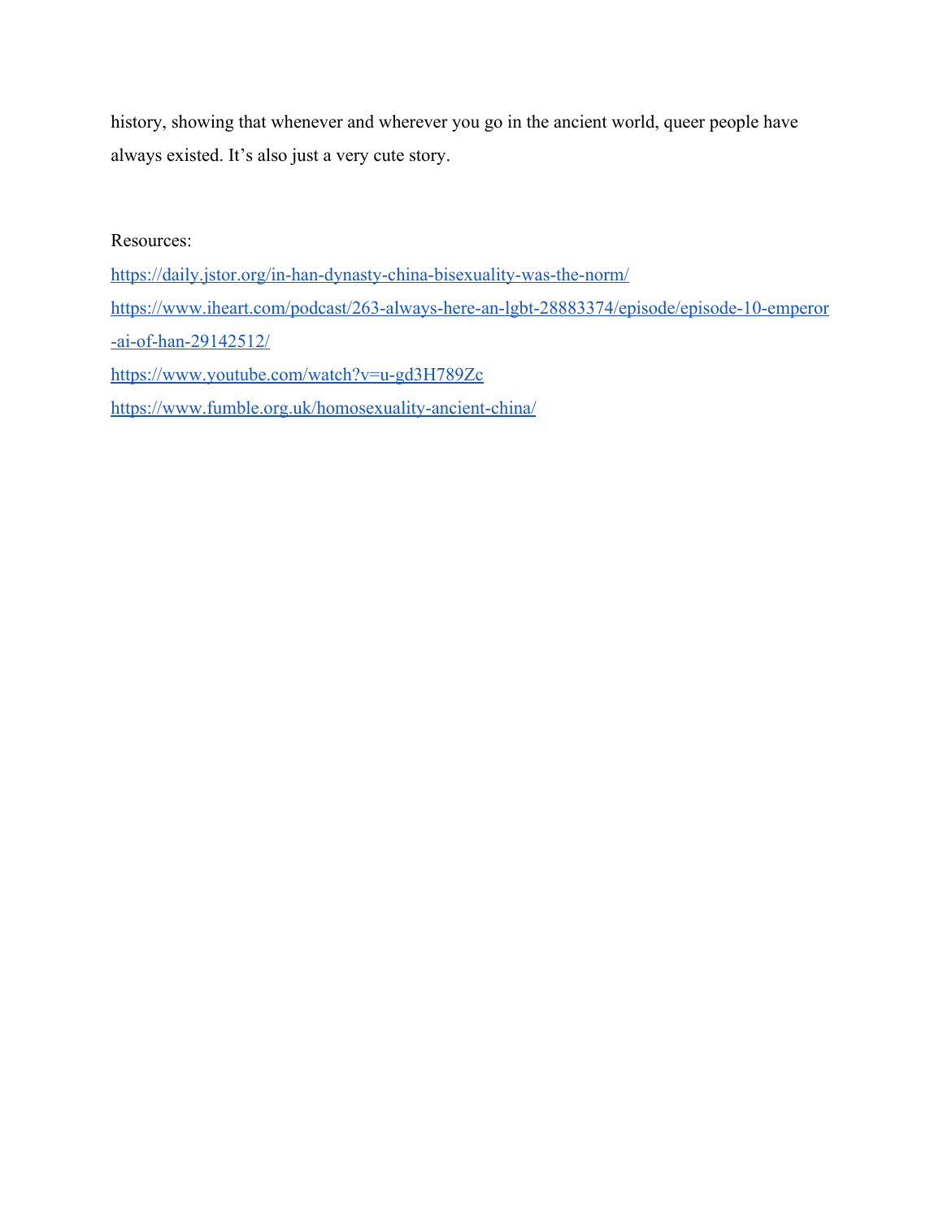history, showing that whenever and wherever you go in the ancient world, queer people have always existed. It's also just a very cute story.

Resources:

https://daily.jstor.org/in-han-dynasty-china-bisexuality-was-the-norm/

https://www.iheart.com/podcast/263-always-here-an-lgbt-28883374/episode/episode-10-emperor-ai-of-han-29142512/

https://www.youtube.com/watch?v=u-gd3H789Zc

https://www.fumble.org.uk/homosexuality-ancient-china/